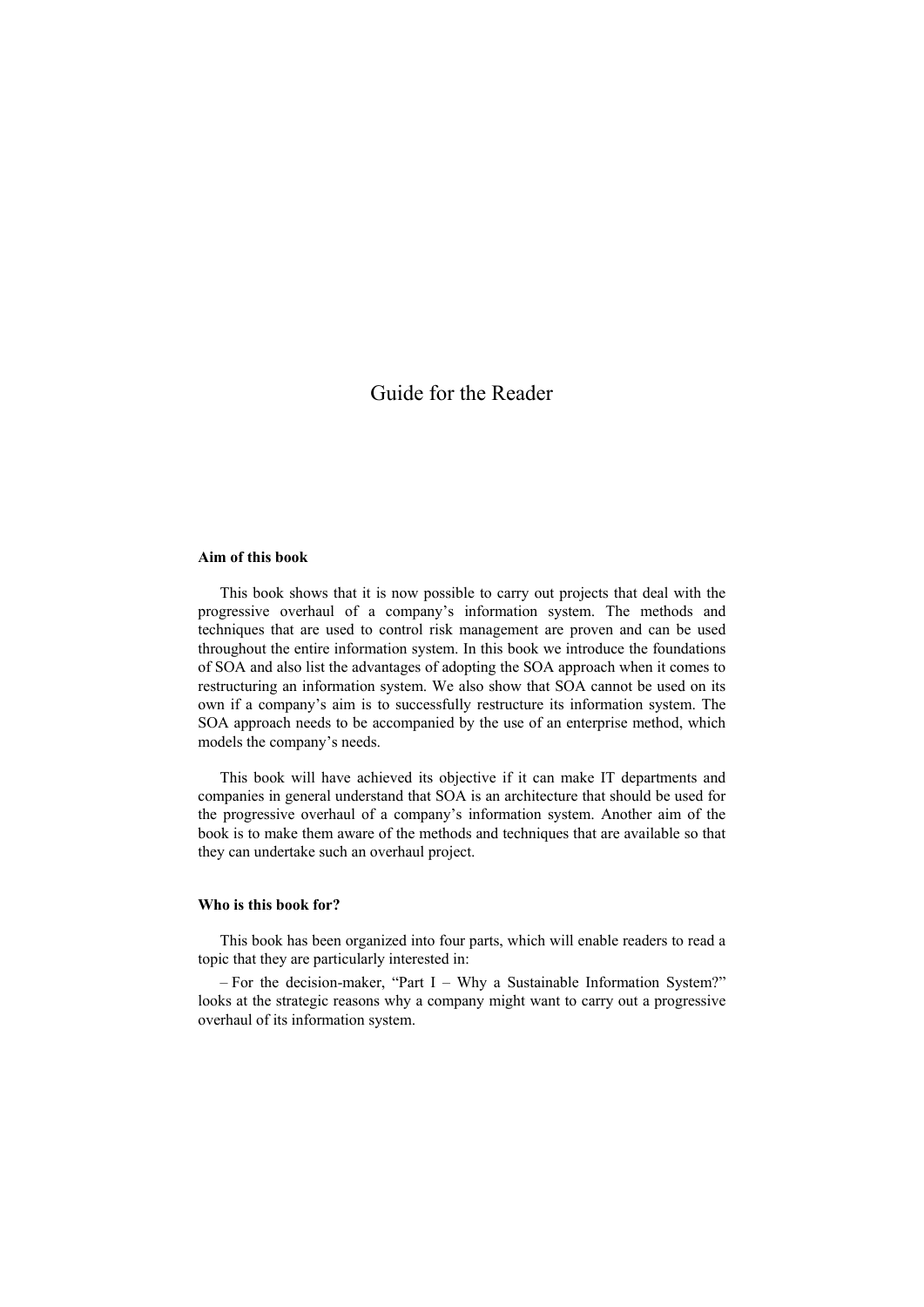# Guide for the Reader

**Aim of this book**

This book shows that it is now possible to carry out projects that deal with the progressive overhaul of a company's information system. The methods and techniques that are used to control risk management are proven and can be used throughout the entire information system. In this book we introduce the foundations of SOA and also list the advantages of adopting the SOA approach when it comes to restructuring an information system. We also show that SOA cannot be used on its own if a company's aim is to successfully restructure its information system. The SOA approach needs to be accompanied by the use of an enterprise method, which models the company's needs.

This book will have achieved its objective if it can make IT departments and companies in general understand that SOA is an architecture that should be used for the progressive overhaul of a company's information system. Another aim of the book is to make them aware of the methods and techniques that are available so that they can undertake such an overhaul project.

**Who is this book for?**

This book has been organized into four parts, which will enable readers to read a topic that they are particularly interested in:

– For the decision-maker, "Part I – Why a Sustainable Information System?" looks at the strategic reasons why a company might want to carry out a progressive overhaul of its information system.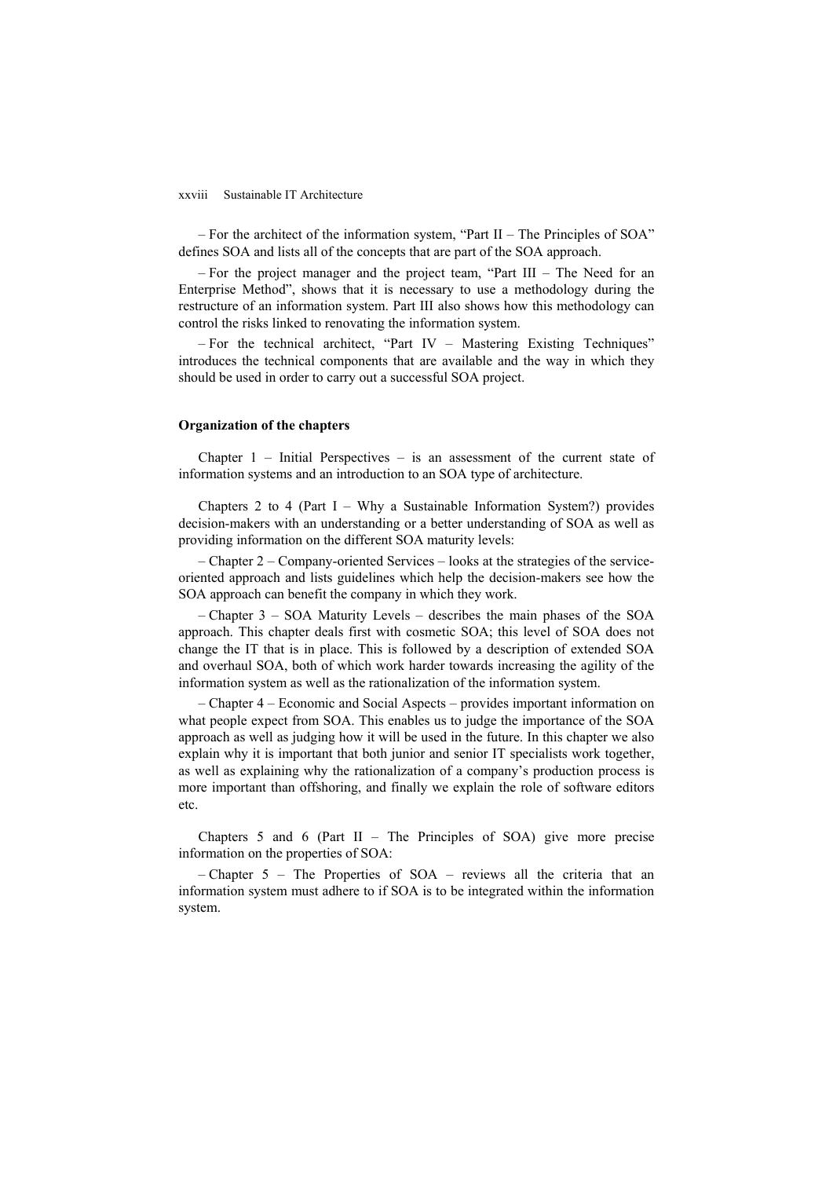– For the architect of the information system, "Part II – The Principles of SOA" defines SOA and lists all of the concepts that are part of the SOA approach.

– For the project manager and the project team, "Part III – The Need for an Enterprise Method", shows that it is necessary to use a methodology during the restructure of an information system. Part III also shows how this methodology can control the risks linked to renovating the information system.

– For the technical architect, "Part IV – Mastering Existing Techniques" introduces the technical components that are available and the way in which they should be used in order to carry out a successful SOA project.

**Organization of the chapters**

Chapter 1 – Initial Perspectives – is an assessment of the current state of information systems and an introduction to an SOA type of architecture.

Chapters 2 to 4 (Part I – Why a Sustainable Information System?) provides decision-makers with an understanding or a better understanding of SOA as well as providing information on the different SOA maturity levels:

– Chapter 2 – Company-oriented Services – looks at the strategies of the service-oriented approach and lists guidelines which help the decision-makers see how the SOA approach can benefit the company in which they work.

– Chapter 3 – SOA Maturity Levels – describes the main phases of the SOA approach. This chapter deals first with cosmetic SOA; this level of SOA does not change the IT that is in place. This is followed by a description of extended SOA and overhaul SOA, both of which work harder towards increasing the agility of the information system as well as the rationalization of the information system.

– Chapter 4 – Economic and Social Aspects – provides important information on what people expect from SOA. This enables us to judge the importance of the SOA approach as well as judging how it will be used in the future. In this chapter we also explain why it is important that both junior and senior IT specialists work together, as well as explaining why the rationalization of a company's production process is more important than offshoring, and finally we explain the role of software editors etc.

Chapters 5 and 6 (Part II – The Principles of SOA) give more precise information on the properties of SOA:

– Chapter 5 – The Properties of SOA – reviews all the criteria that an information system must adhere to if SOA is to be integrated within the information system.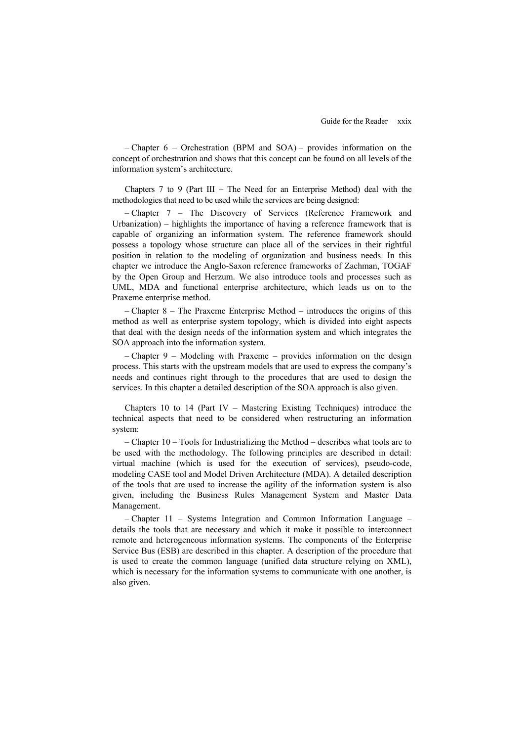– Chapter 6 – Orchestration (BPM and SOA) – provides information on the concept of orchestration and shows that this concept can be found on all levels of the information system's architecture.

Chapters 7 to 9 (Part III – The Need for an Enterprise Method) deal with the methodologies that need to be used while the services are being designed:

– Chapter 7 – The Discovery of Services (Reference Framework and Urbanization) – highlights the importance of having a reference framework that is capable of organizing an information system. The reference framework should possess a topology whose structure can place all of the services in their rightful position in relation to the modeling of organization and business needs. In this chapter we introduce the Anglo-Saxon reference frameworks of Zachman, TOGAF by the Open Group and Herzum. We also introduce tools and processes such as UML, MDA and functional enterprise architecture, which leads us on to the Praxeme enterprise method.

– Chapter 8 – The Praxeme Enterprise Method – introduces the origins of this method as well as enterprise system topology, which is divided into eight aspects that deal with the design needs of the information system and which integrates the SOA approach into the information system.

– Chapter 9 – Modeling with Praxeme – provides information on the design process. This starts with the upstream models that are used to express the company's needs and continues right through to the procedures that are used to design the services. In this chapter a detailed description of the SOA approach is also given.

Chapters 10 to 14 (Part IV – Mastering Existing Techniques) introduce the technical aspects that need to be considered when restructuring an information system:

– Chapter 10 – Tools for Industrializing the Method – describes what tools are to be used with the methodology. The following principles are described in detail: virtual machine (which is used for the execution of services), pseudo-code, modeling CASE tool and Model Driven Architecture (MDA). A detailed description of the tools that are used to increase the agility of the information system is also given, including the Business Rules Management System and Master Data Management.

– Chapter 11 – Systems Integration and Common Information Language – details the tools that are necessary and which it make it possible to interconnect remote and heterogeneous information systems. The components of the Enterprise Service Bus (ESB) are described in this chapter. A description of the procedure that is used to create the common language (unified data structure relying on XML), which is necessary for the information systems to communicate with one another, is also given.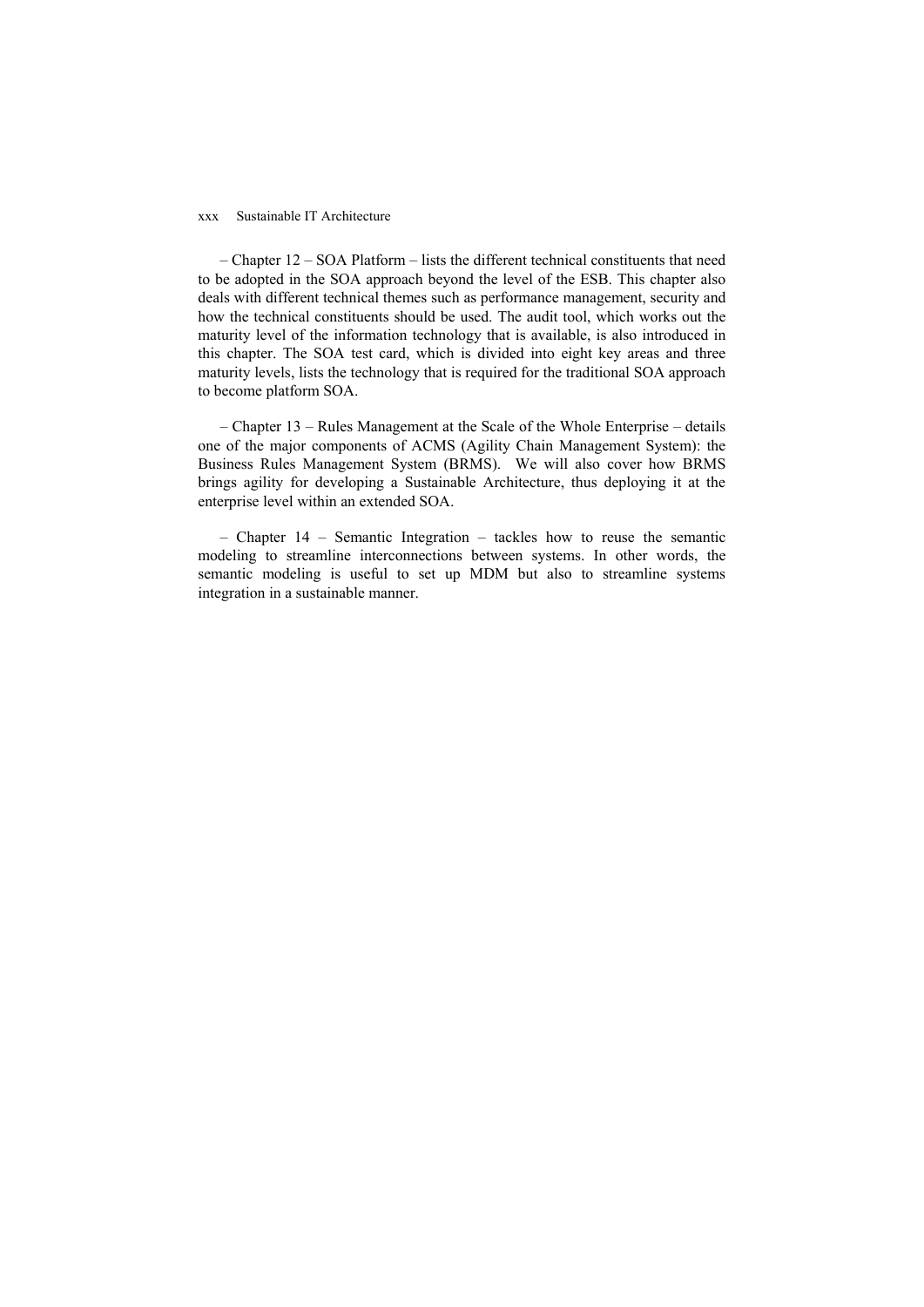– Chapter 12 – SOA Platform – lists the different technical constituents that need to be adopted in the SOA approach beyond the level of the ESB. This chapter also deals with different technical themes such as performance management, security and how the technical constituents should be used. The audit tool, which works out the maturity level of the information technology that is available, is also introduced in this chapter. The SOA test card, which is divided into eight key areas and three maturity levels, lists the technology that is required for the traditional SOA approach to become platform SOA.

– Chapter 13 – Rules Management at the Scale of the Whole Enterprise – details one of the major components of ACMS (Agility Chain Management System): the Business Rules Management System (BRMS). We will also cover how BRMS brings agility for developing a Sustainable Architecture, thus deploying it at the enterprise level within an extended SOA.

– Chapter 14 – Semantic Integration – tackles how to reuse the semantic modeling to streamline interconnections between systems. In other words, the semantic modeling is useful to set up MDM but also to streamline systems integration in a sustainable manner.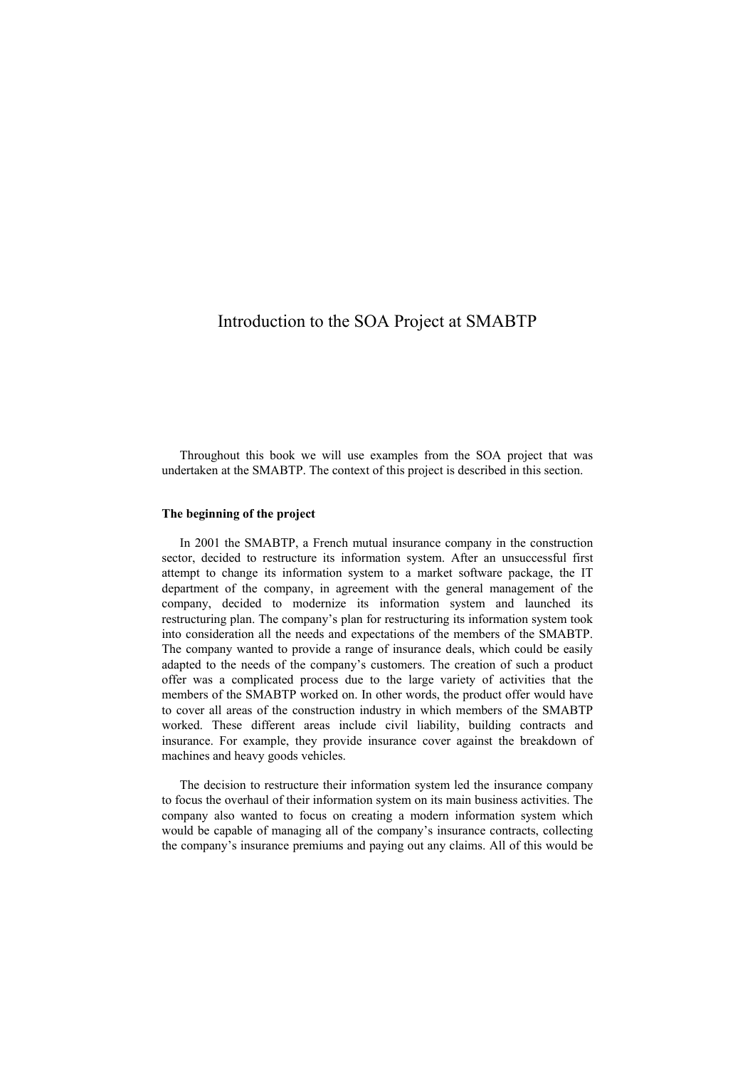# Introduction to the SOA Project at SMABTP

Throughout this book we will use examples from the SOA project that was undertaken at the SMABTP. The context of this project is described in this section.

**The beginning of the project**

In 2001 the SMABTP, a French mutual insurance company in the construction sector, decided to restructure its information system. After an unsuccessful first attempt to change its information system to a market software package, the IT department of the company, in agreement with the general management of the company, decided to modernize its information system and launched its restructuring plan. The company's plan for restructuring its information system took into consideration all the needs and expectations of the members of the SMABTP. The company wanted to provide a range of insurance deals, which could be easily adapted to the needs of the company's customers. The creation of such a product offer was a complicated process due to the large variety of activities that the members of the SMABTP worked on. In other words, the product offer would have to cover all areas of the construction industry in which members of the SMABTP worked. These different areas include civil liability, building contracts and insurance. For example, they provide insurance cover against the breakdown of machines and heavy goods vehicles.

The decision to restructure their information system led the insurance company to focus the overhaul of their information system on its main business activities. The company also wanted to focus on creating a modern information system which would be capable of managing all of the company's insurance contracts, collecting the company's insurance premiums and paying out any claims. All of this would be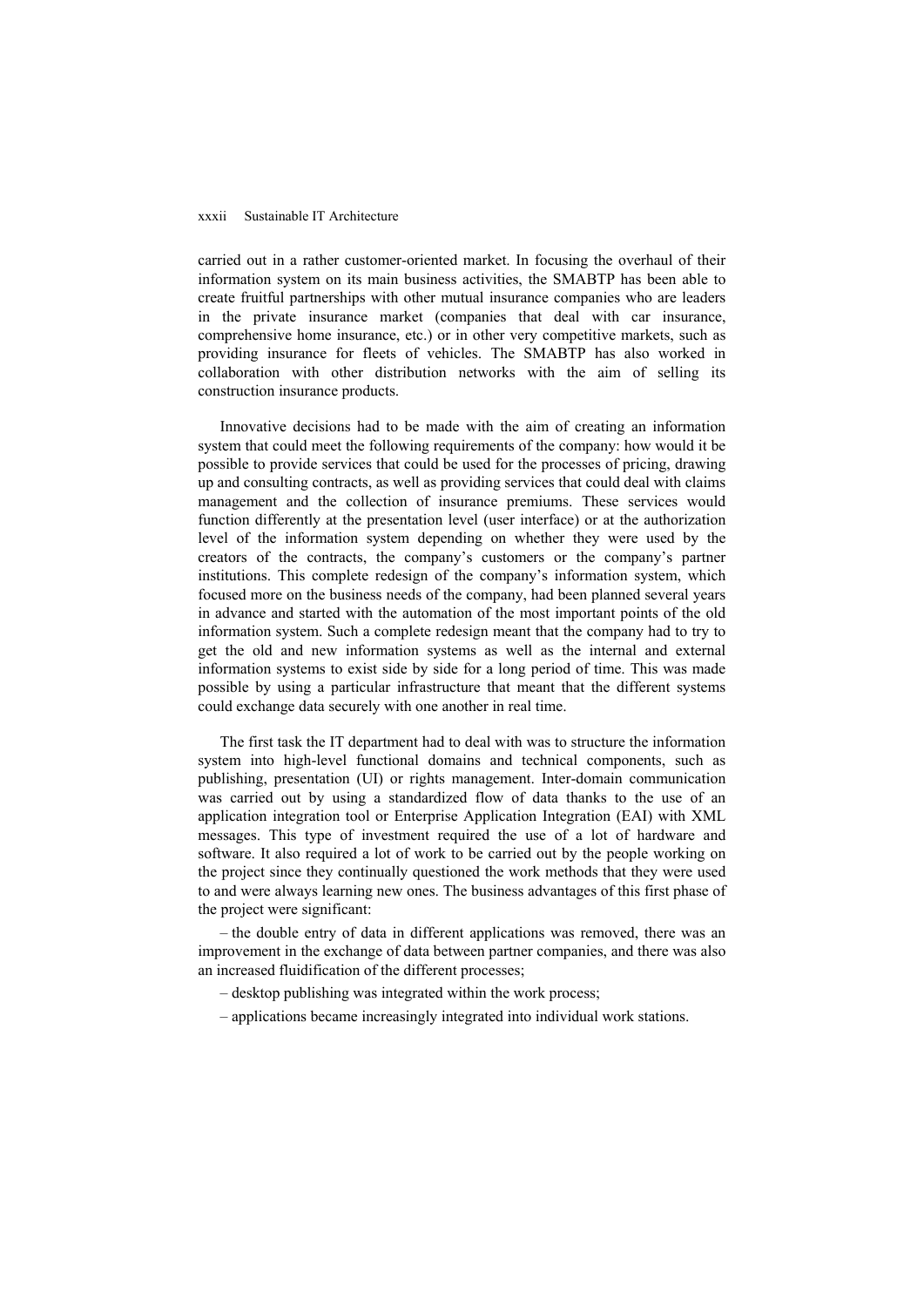carried out in a rather customer-oriented market. In focusing the overhaul of their information system on its main business activities, the SMABTP has been able to create fruitful partnerships with other mutual insurance companies who are leaders in the private insurance market (companies that deal with car insurance, comprehensive home insurance, etc.) or in other very competitive markets, such as providing insurance for fleets of vehicles. The SMABTP has also worked in collaboration with other distribution networks with the aim of selling its construction insurance products.

Innovative decisions had to be made with the aim of creating an information system that could meet the following requirements of the company: how would it be possible to provide services that could be used for the processes of pricing, drawing up and consulting contracts, as well as providing services that could deal with claims management and the collection of insurance premiums. These services would function differently at the presentation level (user interface) or at the authorization level of the information system depending on whether they were used by the creators of the contracts, the company's customers or the company's partner institutions. This complete redesign of the company's information system, which focused more on the business needs of the company, had been planned several years in advance and started with the automation of the most important points of the old information system. Such a complete redesign meant that the company had to try to get the old and new information systems as well as the internal and external information systems to exist side by side for a long period of time. This was made possible by using a particular infrastructure that meant that the different systems could exchange data securely with one another in real time.

The first task the IT department had to deal with was to structure the information system into high-level functional domains and technical components, such as publishing, presentation (UI) or rights management. Inter-domain communication was carried out by using a standardized flow of data thanks to the use of an application integration tool or Enterprise Application Integration (EAI) with XML messages. This type of investment required the use of a lot of hardware and software. It also required a lot of work to be carried out by the people working on the project since they continually questioned the work methods that they were used to and were always learning new ones. The business advantages of this first phase of the project were significant:

– the double entry of data in different applications was removed, there was an improvement in the exchange of data between partner companies, and there was also an increased fluidification of the different processes;

– desktop publishing was integrated within the work process;

– applications became increasingly integrated into individual work stations.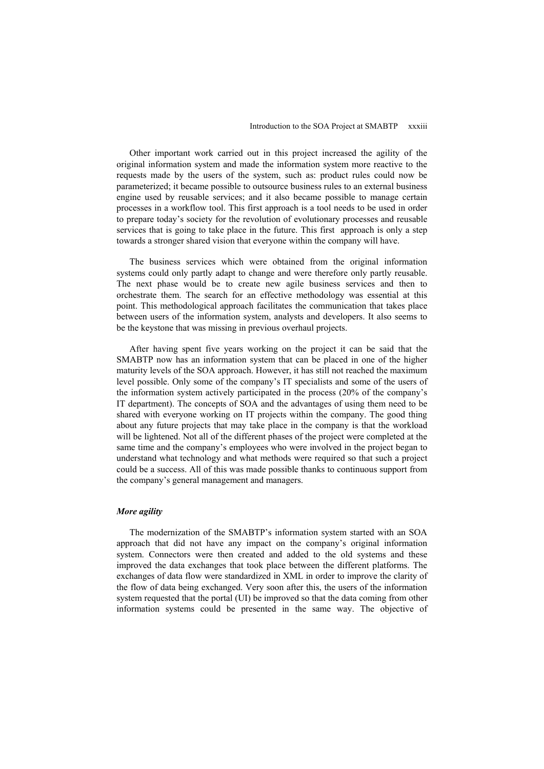Other important work carried out in this project increased the agility of the original information system and made the information system more reactive to the requests made by the users of the system, such as: product rules could now be parameterized; it became possible to outsource business rules to an external business engine used by reusable services; and it also became possible to manage certain processes in a workflow tool. This first approach is a tool needs to be used in order to prepare today's society for the revolution of evolutionary processes and reusable services that is going to take place in the future. This first approach is only a step towards a stronger shared vision that everyone within the company will have.

The business services which were obtained from the original information systems could only partly adapt to change and were therefore only partly reusable. The next phase would be to create new agile business services and then to orchestrate them. The search for an effective methodology was essential at this point. This methodological approach facilitates the communication that takes place between users of the information system, analysts and developers. It also seems to be the keystone that was missing in previous overhaul projects.

After having spent five years working on the project it can be said that the SMABTP now has an information system that can be placed in one of the higher maturity levels of the SOA approach. However, it has still not reached the maximum level possible. Only some of the company's IT specialists and some of the users of the information system actively participated in the process (20% of the company's IT department). The concepts of SOA and the advantages of using them need to be shared with everyone working on IT projects within the company. The good thing about any future projects that may take place in the company is that the workload will be lightened. Not all of the different phases of the project were completed at the same time and the company's employees who were involved in the project began to understand what technology and what methods were required so that such a project could be a success. All of this was made possible thanks to continuous support from the company's general management and managers.

***More agility***

The modernization of the SMABTP's information system started with an SOA approach that did not have any impact on the company's original information system. Connectors were then created and added to the old systems and these improved the data exchanges that took place between the different platforms. The exchanges of data flow were standardized in XML in order to improve the clarity of the flow of data being exchanged. Very soon after this, the users of the information system requested that the portal (UI) be improved so that the data coming from other information systems could be presented in the same way. The objective of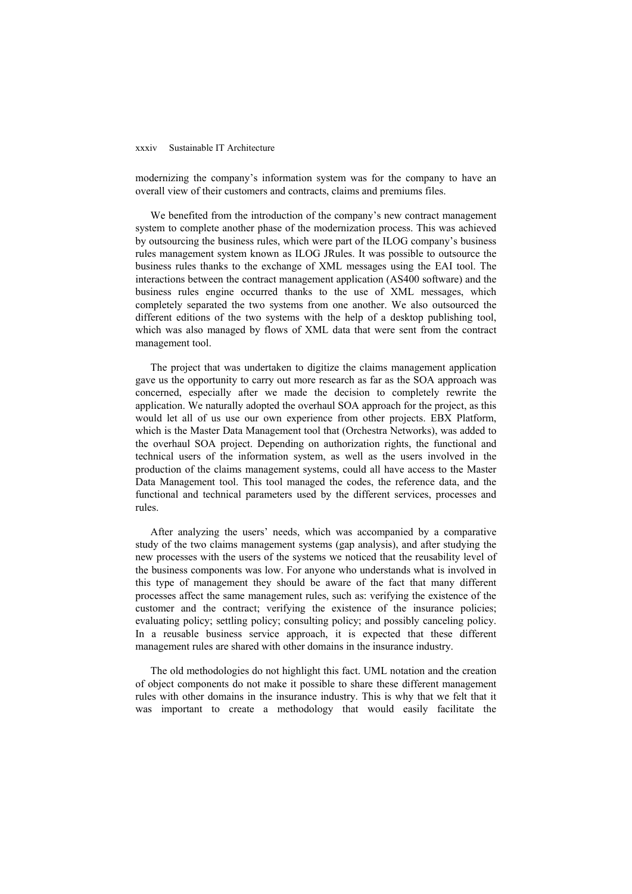modernizing the company's information system was for the company to have an overall view of their customers and contracts, claims and premiums files.

We benefited from the introduction of the company's new contract management system to complete another phase of the modernization process. This was achieved by outsourcing the business rules, which were part of the ILOG company's business rules management system known as ILOG JRules. It was possible to outsource the business rules thanks to the exchange of XML messages using the EAI tool. The interactions between the contract management application (AS400 software) and the business rules engine occurred thanks to the use of XML messages, which completely separated the two systems from one another. We also outsourced the different editions of the two systems with the help of a desktop publishing tool, which was also managed by flows of XML data that were sent from the contract management tool.

The project that was undertaken to digitize the claims management application gave us the opportunity to carry out more research as far as the SOA approach was concerned, especially after we made the decision to completely rewrite the application. We naturally adopted the overhaul SOA approach for the project, as this would let all of us use our own experience from other projects. EBX Platform, which is the Master Data Management tool that (Orchestra Networks), was added to the overhaul SOA project. Depending on authorization rights, the functional and technical users of the information system, as well as the users involved in the production of the claims management systems, could all have access to the Master Data Management tool. This tool managed the codes, the reference data, and the functional and technical parameters used by the different services, processes and rules.

After analyzing the users' needs, which was accompanied by a comparative study of the two claims management systems (gap analysis), and after studying the new processes with the users of the systems we noticed that the reusability level of the business components was low. For anyone who understands what is involved in this type of management they should be aware of the fact that many different processes affect the same management rules, such as: verifying the existence of the customer and the contract; verifying the existence of the insurance policies; evaluating policy; settling policy; consulting policy; and possibly canceling policy. In a reusable business service approach, it is expected that these different management rules are shared with other domains in the insurance industry.

The old methodologies do not highlight this fact. UML notation and the creation of object components do not make it possible to share these different management rules with other domains in the insurance industry. This is why that we felt that it was important to create a methodology that would easily facilitate the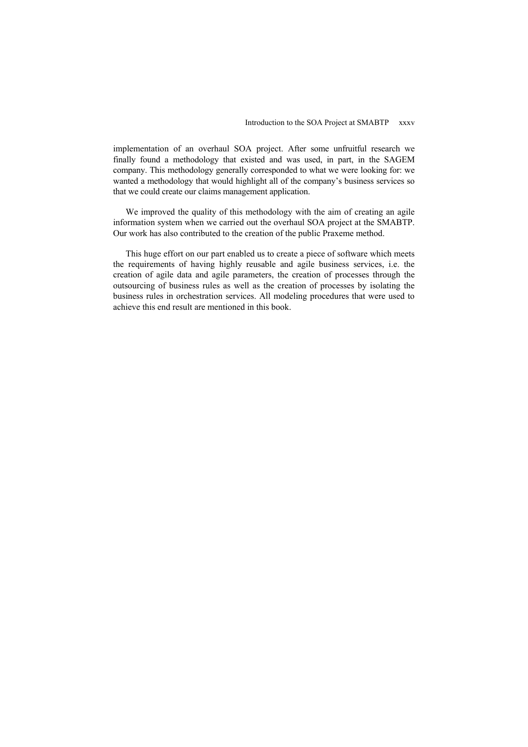implementation of an overhaul SOA project. After some unfruitful research we finally found a methodology that existed and was used, in part, in the SAGEM company. This methodology generally corresponded to what we were looking for: we wanted a methodology that would highlight all of the company's business services so that we could create our claims management application.

We improved the quality of this methodology with the aim of creating an agile information system when we carried out the overhaul SOA project at the SMABTP. Our work has also contributed to the creation of the public Praxeme method.

This huge effort on our part enabled us to create a piece of software which meets the requirements of having highly reusable and agile business services, i.e. the creation of agile data and agile parameters, the creation of processes through the outsourcing of business rules as well as the creation of processes by isolating the business rules in orchestration services. All modeling procedures that were used to achieve this end result are mentioned in this book.